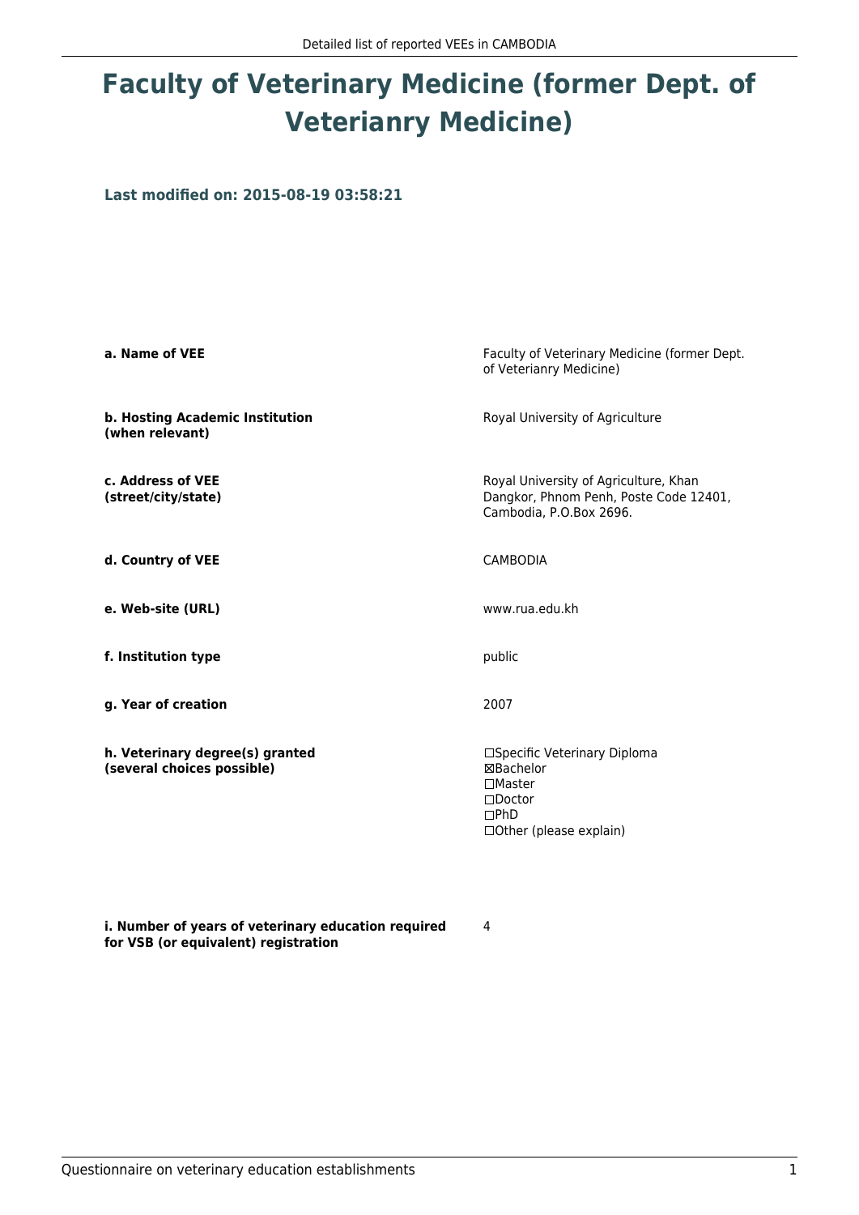# Faculty of Veterinary Medicine (former Dept. of Veterianry Medicine)

**Last modified on: 2015-08-19 03:58:21**

**a. Name of VEE**

Faculty of Veterinary Medicine (former Dept. of Veterianry Medicine)

**b. Hosting Academic Institution (when relevant)**

Royal University of Agriculture

**c. Address of VEE (street/city/state)**

Royal University of Agriculture, Khan Dangkor, Phnom Penh, Poste Code 12401, Cambodia, P.O.Box 2696.

**d. Country of VEE**

CAMBODIA

**e. Web-site (URL)**

www.rua.edu.kh

**f. Institution type**

public

**g. Year of creation**

2007

**h. Veterinary degree(s) granted (several choices possible)**

☐Specific Veterinary Diploma
☒Bachelor
☐Master
☐Doctor
☐PhD
☐Other (please explain)

**i. Number of years of veterinary education required for VSB (or equivalent) registration**

4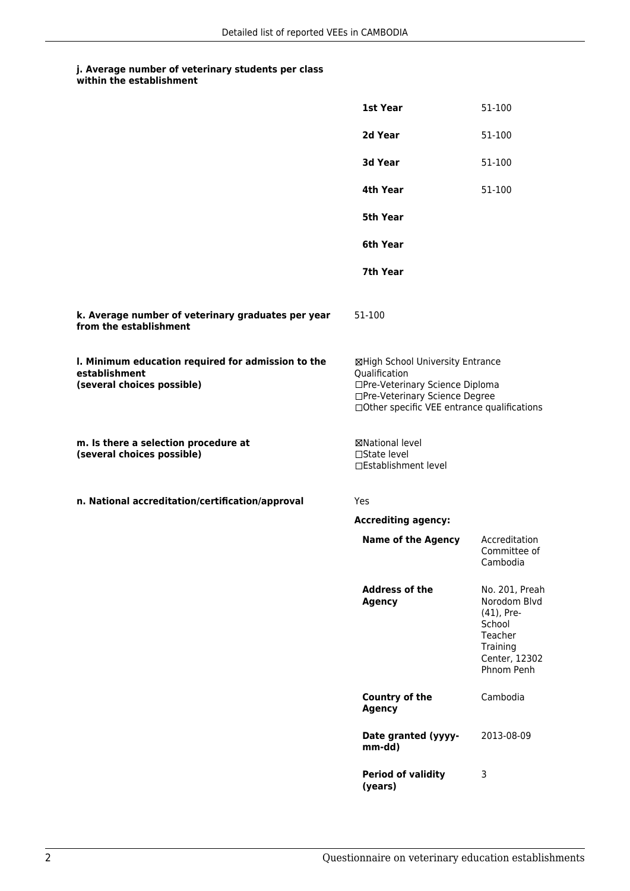#### j. Average number of veterinary students per class within the establishment

| | |
|---|---|
| **1st Year** | 51-100 |
| **2d Year** | 51-100 |
| **3d Year** | 51-100 |
| **4th Year** | 51-100 |
| **5th Year** | |
| **6th Year** | |
| **7th Year** | |

#### k. Average number of veterinary graduates per year from the establishment

51-100

#### l. Minimum education required for admission to the establishment (several choices possible)

☒High School University Entrance Qualification
☐Pre-Veterinary Science Diploma
☐Pre-Veterinary Science Degree
☐Other specific VEE entrance qualifications

#### m. Is there a selection procedure at (several choices possible)

☒National level
☐State level
☐Establishment level

#### n. National accreditation/certification/approval

Yes

**Accrediting agency:**

| | |
|---|---|
| **Name of the Agency** | Accreditation Committee of Cambodia |
| **Address of the Agency** | No. 201, Preah Norodom Blvd (41), Pre-School Teacher Training Center, 12302 Phnom Penh |
| **Country of the Agency** | Cambodia |
| **Date granted (yyyy-mm-dd)** | 2013-08-09 |
| **Period of validity (years)** | 3 |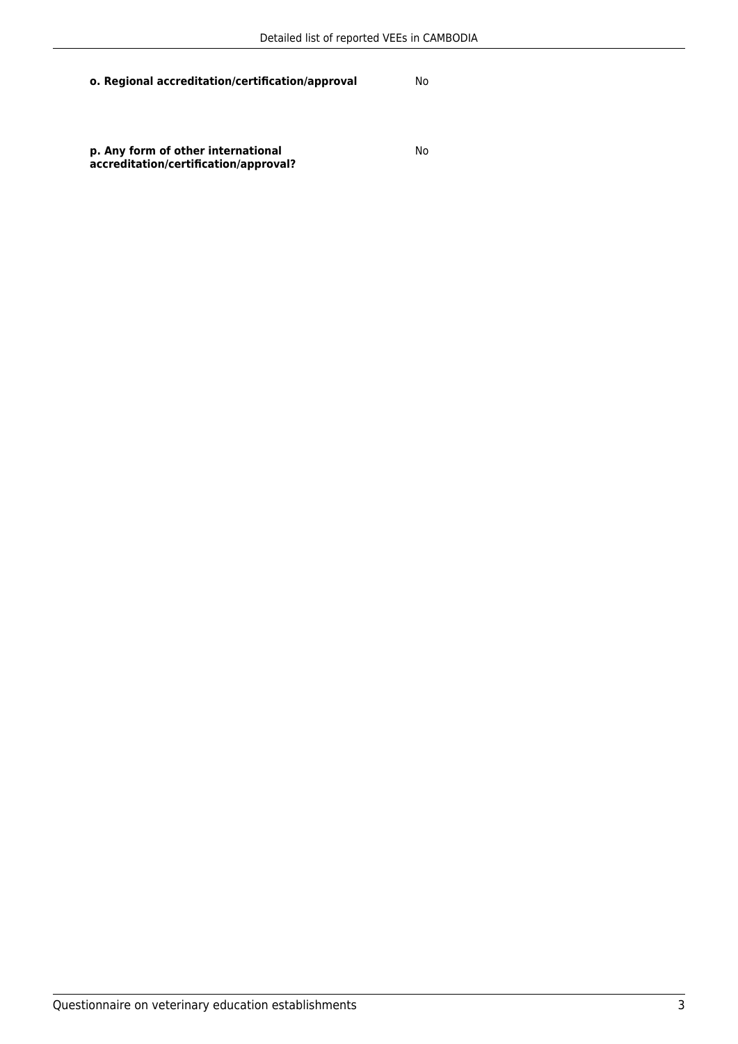**o. Regional accreditation/certification/approval** No

**p. Any form of other international accreditation/certification/approval?** No